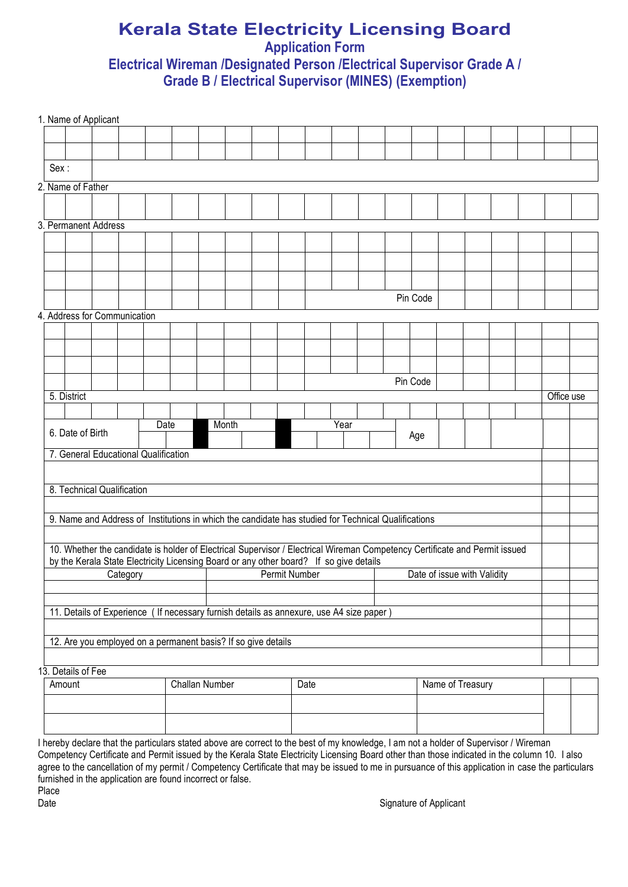# Kerala State Electricity Licensing Board

## Application Form

## Electrical Wireman /Designated Person /Electrical Supervisor Grade A / Grade B / Electrical Supervisor (MINES) (Exemption)

1. Name of Applicant

| | | | | | | | | | | | | | | | | | | | | |
|---|---|---|---|---|---|---|---|---|---|---|---|---|---|---|---|---|---|---|---|---|
| | | | | | | | | | | | | | | | | | | | | |
| | | | | | | | | | | | | | | | | | | | | |
| Sex : | | | | | | | | | | | | | | | | | | | | |

2. Name of Father

| | | | | | | | | | | | | | | | | | | | | |
|---|---|---|---|---|---|---|---|---|---|---|---|---|---|---|---|---|---|---|---|---|
| | | | | | | | | | | | | | | | | | | | | |

3. Permanent Address

| | | | | | | | | | | | | | | | | | | | | |
|---|---|---|---|---|---|---|---|---|---|---|---|---|---|---|---|---|---|---|---|---|
| | | | | | | | | | | | | | | | | | | | | |
| | | | | | | | | | | | | | | | | | | | | |
| | | | | | | | | | | | | | | | | | | | | |
| | | | | | | | | | | | | | | Pin Code | | | | | | |

4. Address for Communication

| | | | | | | | | | | | | | | | | | | | | |
|---|---|---|---|---|---|---|---|---|---|---|---|---|---|---|---|---|---|---|---|---|
| | | | | | | | | | | | | | | | | | | | | |
| | | | | | | | | | | | | | | | | | | | | |
| | | | | | | | | | | | | | | | | | | | | |
| | | | | | | | | | | | | | | Pin Code | | | | | | |

| | | | | | |
|---|---|---|---|---|---|
| 5. District | | | | Office use | |
| | | | | | |
| 6. Date of Birth | Date | Month | Year | Age | | |
| 7. General Educational Qualification | | | | | |
| | | | | | |
| 8. Technical Qualification | | | | | |
| | | | | | |
| 9. Name and Address of Institutions in which the candidate has studied for Technical Qualifications | | | | | |
| | | | | | |
| 10. Whether the candidate is holder of Electrical Supervisor / Electrical Wireman Competency Certificate and Permit issued by the Kerala State Electricity Licensing Board or any other board? If so give details | | | | | |
| Category | Permit Number | Date of issue with Validity | | | |
| | | | | | |
| | | | | | |
| 11. Details of Experience ( If necessary furnish details as annexure, use A4 size paper ) | | | | | |
| | | | | | |
| 12. Are you employed on a permanent basis? If so give details | | | | | |
| | | | | | |

13. Details of Fee

| Amount | Challan Number | Date | Name of Treasury | | |
|---|---|---|---|---|---|
| | | | | | |
| | | | | | |

I hereby declare that the particulars stated above are correct to the best of my knowledge, I am not a holder of Supervisor / Wireman Competency Certificate and Permit issued by the Kerala State Electricity Licensing Board other than those indicated in the column 10. I also agree to the cancellation of my permit / Competency Certificate that may be issued to me in pursuance of this application in case the particulars furnished in the application are found incorrect or false.

Place

Date

Signature of Applicant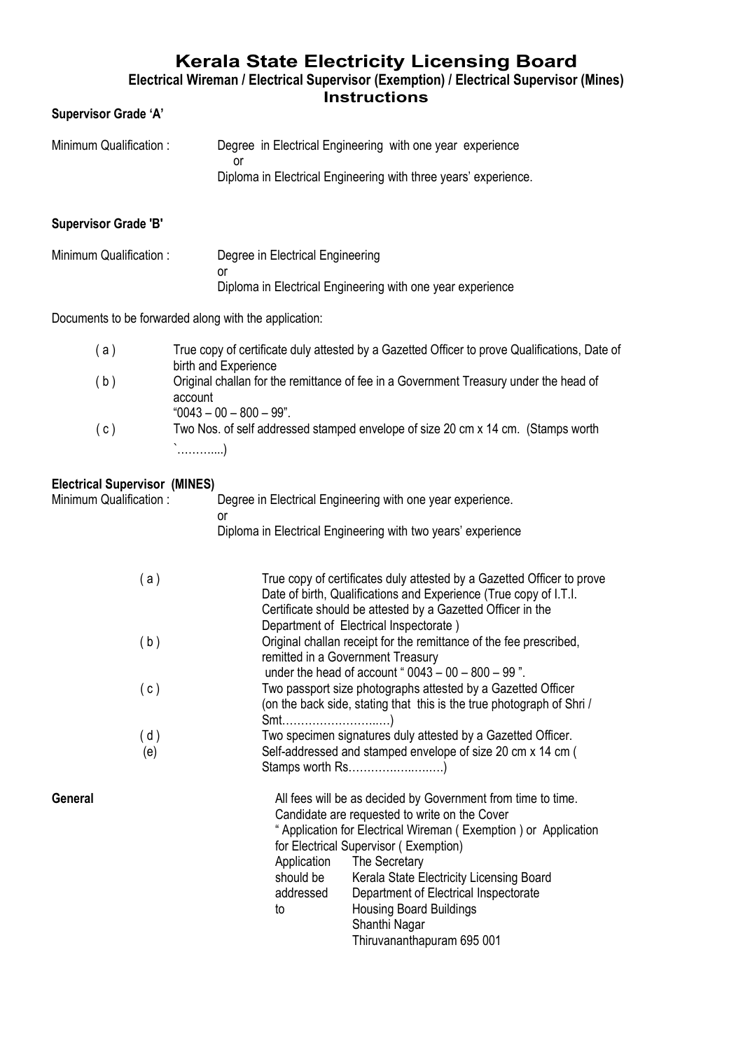# Kerala State Electricity Licensing Board

## Electrical Wireman / Electrical Supervisor (Exemption) / Electrical Supervisor (Mines)

## Instructions

**Supervisor Grade 'A'**

Minimum Qualification : Degree in Electrical Engineering with one year experience
or
Diploma in Electrical Engineering with three years' experience.

**Supervisor Grade 'B'**

Minimum Qualification : Degree in Electrical Engineering
or
Diploma in Electrical Engineering with one year experience

Documents to be forwarded along with the application:

( a ) True copy of certificate duly attested by a Gazetted Officer to prove Qualifications, Date of birth and Experience

( b ) Original challan for the remittance of fee in a Government Treasury under the head of account "0043 – 00 – 800 – 99".

( c ) Two Nos. of self addressed stamped envelope of size 20 cm x 14 cm. (Stamps worth `………....)

**Electrical Supervisor (MINES)**

Minimum Qualification : Degree in Electrical Engineering with one year experience.
or
Diploma in Electrical Engineering with two years' experience

( a ) True copy of certificates duly attested by a Gazetted Officer to prove Date of birth, Qualifications and Experience (True copy of I.T.I. Certificate should be attested by a Gazetted Officer in the Department of Electrical Inspectorate )

( b ) Original challan receipt for the remittance of the fee prescribed, remitted in a Government Treasury under the head of account " 0043 – 00 – 800 – 99 ".

( c ) Two passport size photographs attested by a Gazetted Officer (on the back side, stating that this is the true photograph of Shri / Smt……………………..….)

( d ) Two specimen signatures duly attested by a Gazetted Officer.

(e) Self-addressed and stamped envelope of size 20 cm x 14 cm ( Stamps worth Rs……………..….….)

**General**

All fees will be as decided by Government from time to time.

Candidate are requested to write on the Cover " Application for Electrical Wireman ( Exemption ) or Application for Electrical Supervisor ( Exemption)

Application should be addressed to
The Secretary
Kerala State Electricity Licensing Board
Department of Electrical Inspectorate
Housing Board Buildings
Shanthi Nagar
Thiruvananthapuram 695 001